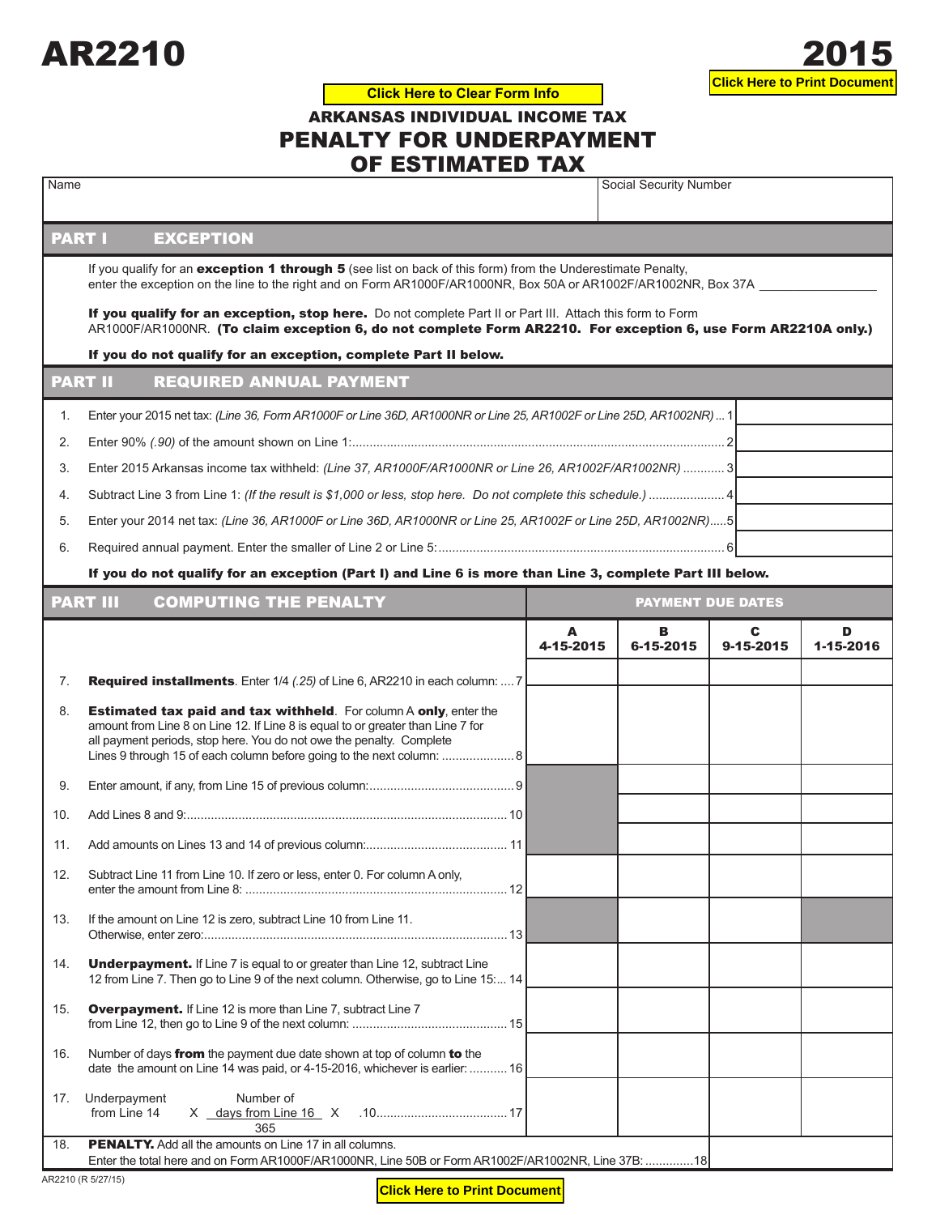# AR2210

# 2015

Click Here to Clear Form Info

Click Here to Print Document

## ARKANSAS INDIVIDUAL INCOME TAX

## PENALTY FOR UNDERPAYMENT OF ESTIMATED TAX

| Name | Social Security Number |
|---|---|
| | |

## PART I EXCEPTION

If you qualify for an **exception 1 through 5** (see list on back of this form) from the Underestimate Penalty, enter the exception on the line to the right and on Form AR1000F/AR1000NR, Box 50A or AR1002F/AR1002NR, Box 37A ________________

**If you qualify for an exception, stop here.** Do not complete Part II or Part III. Attach this form to Form AR1000F/AR1000NR. **(To claim exception 6, do not complete Form AR2210. For exception 6, use Form AR2210A only.)**

**If you do not qualify for an exception, complete Part II below.**

## PART II REQUIRED ANNUAL PAYMENT

| | | |
|---|---|---|
| 1. | Enter your 2015 net tax: *(Line 36, Form AR1000F or Line 36D, AR1000NR or Line 25, AR1002F or Line 25D, AR1002NR)* ... 1 | |
| 2. | Enter 90% *(.90)* of the amount shown on Line 1: ... 2 | |
| 3. | Enter 2015 Arkansas income tax withheld: *(Line 37, AR1000F/AR1000NR or Line 26, AR1002F/AR1002NR)* ... 3 | |
| 4. | Subtract Line 3 from Line 1: *(If the result is $1,000 or less, stop here. Do not complete this schedule.)* ... 4 | |
| 5. | Enter your 2014 net tax: *(Line 36, AR1000F or Line 36D, AR1000NR or Line 25, AR1002F or Line 25D, AR1002NR)* ... 5 | |
| 6. | Required annual payment. Enter the smaller of Line 2 or Line 5: ... 6 | |

**If you do not qualify for an exception (Part I) and Line 6 is more than Line 3, complete Part III below.**

## PART III COMPUTING THE PENALTY

| | | PAYMENT DUE DATES | | | |
|---|---|---|---|---|---|
| | | **A** 4-15-2015 | **B** 6-15-2015 | **C** 9-15-2015 | **D** 1-15-2016 |
| 7. | **Required installments**. Enter 1/4 *(.25)* of Line 6, AR2210 in each column: ... 7 | | | | |
| 8. | **Estimated tax paid and tax withheld**. For column A **only**, enter the amount from Line 8 on Line 12. If Line 8 is equal to or greater than Line 7 for all payment periods, stop here. You do not owe the penalty. Complete Lines 9 through 15 of each column before going to the next column: ... 8 | | | | |
| 9. | Enter amount, if any, from Line 15 of previous column: ... 9 | | | | |
| 10. | Add Lines 8 and 9: ... 10 | | | | |
| 11. | Add amounts on Lines 13 and 14 of previous column: ... 11 | | | | |
| 12. | Subtract Line 11 from Line 10. If zero or less, enter 0. For column A only, enter the amount from Line 8: ... 12 | | | | |
| 13. | If the amount on Line 12 is zero, subtract Line 10 from Line 11. Otherwise, enter zero: ... 13 | | | | |
| 14. | **Underpayment.** If Line 7 is equal to or greater than Line 12, subtract Line 12 from Line 7. Then go to Line 9 of the next column. Otherwise, go to Line 15: ... 14 | | | | |
| 15. | **Overpayment.** If Line 12 is more than Line 7, subtract Line 7 from Line 12, then go to Line 9 of the next column: ... 15 | | | | |
| 16. | Number of days **from** the payment due date shown at top of column **to** the date the amount on Line 14 was paid, or 4-15-2016, whichever is earlier: ... 16 | | | | |
| 17. | Underpayment from Line 14 X Number of days from Line 16 / 365 X .10 ... 17 | | | | |
| 18. | **PENALTY.** Add all the amounts on Line 17 in all columns. Enter the total here and on Form AR1000F/AR1000NR, Line 50B or Form AR1002F/AR1002NR, Line 37B: ... 18 | | | | |

AR2210 (R 5/27/15)

Click Here to Print Document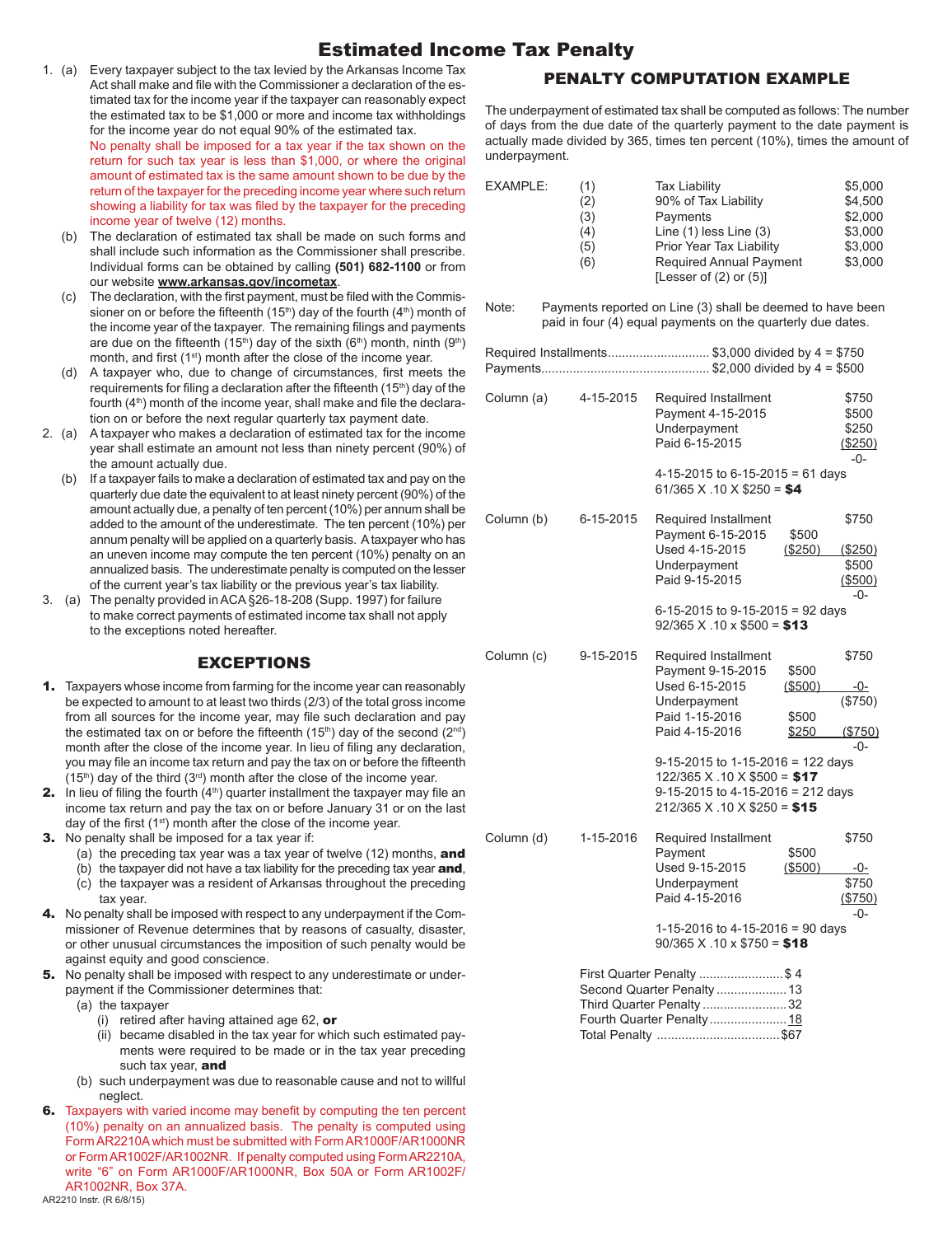# Estimated Income Tax Penalty

1. (a) Every taxpayer subject to the tax levied by the Arkansas Income Tax Act shall make and file with the Commissioner a declaration of the estimated tax for the income year if the taxpayer can reasonably expect the estimated tax to be $1,000 or more and income tax withholdings for the income year do not equal 90% of the estimated tax.
   No penalty shall be imposed for a tax year if the tax shown on the return for such tax year is less than $1,000, or where the original amount of estimated tax is the same amount shown to be due by the return of the taxpayer for the preceding income year where such return showing a liability for tax was filed by the taxpayer for the preceding income year of twelve (12) months.

   (b) The declaration of estimated tax shall be made on such forms and shall include such information as the Commissioner shall prescribe. Individual forms can be obtained by calling **(501) 682-1100** or from our website **www.arkansas.gov/incometax**.

   (c) The declaration, with the first payment, must be filed with the Commissioner on or before the fifteenth (15th) day of the fourth (4th) month of the income year of the taxpayer. The remaining filings and payments are due on the fifteenth (15th) day of the sixth (6th) month, ninth (9th) month, and first (1st) month after the close of the income year.

   (d) A taxpayer who, due to change of circumstances, first meets the requirements for filing a declaration after the fifteenth (15th) day of the fourth (4th) month of the income year, shall make and file the declaration on or before the next regular quarterly tax payment date.

2. (a) A taxpayer who makes a declaration of estimated tax for the income year shall estimate an amount not less than ninety percent (90%) of the amount actually due.

   (b) If a taxpayer fails to make a declaration of estimated tax and pay on the quarterly due date the equivalent to at least ninety percent (90%) of the amount actually due, a penalty of ten percent (10%) per annum shall be added to the amount of the underestimate. The ten percent (10%) per annum penalty will be applied on a quarterly basis. A taxpayer who has an uneven income may compute the ten percent (10%) penalty on an annualized basis. The underestimate penalty is computed on the lesser of the current year's tax liability or the previous year's tax liability.

3. (a) The penalty provided in ACA §26-18-208 (Supp. 1997) for failure to make correct payments of estimated income tax shall not apply to the exceptions noted hereafter.

## EXCEPTIONS

**1.** Taxpayers whose income from farming for the income year can reasonably be expected to amount to at least two thirds (2/3) of the total gross income from all sources for the income year, may file such declaration and pay the estimated tax on or before the fifteenth (15th) day of the second (2nd) month after the close of the income year. In lieu of filing any declaration, you may file an income tax return and pay the tax on or before the fifteenth (15th) day of the third (3rd) month after the close of the income year.

**2.** In lieu of filing the fourth (4th) quarter installment the taxpayer may file an income tax return and pay the tax on or before January 31 or on the last day of the first (1st) month after the close of the income year.

**3.** No penalty shall be imposed for a tax year if:
   (a) the preceding tax year was a tax year of twelve (12) months, **and**
   (b) the taxpayer did not have a tax liability for the preceding tax year **and**,
   (c) the taxpayer was a resident of Arkansas throughout the preceding tax year.

**4.** No penalty shall be imposed with respect to any underpayment if the Commissioner of Revenue determines that by reasons of casualty, disaster, or other unusual circumstances the imposition of such penalty would be against equity and good conscience.

**5.** No penalty shall be imposed with respect to any underestimate or underpayment if the Commissioner determines that:
   (a) the taxpayer
      (i) retired after having attained age 62, **or**
      (ii) became disabled in the tax year for which such estimated payments were required to be made or in the tax year preceding such tax year, **and**
   (b) such underpayment was due to reasonable cause and not to willful neglect.

**6.** Taxpayers with varied income may benefit by computing the ten percent (10%) penalty on an annualized basis. The penalty is computed using Form AR2210A which must be submitted with Form AR1000F/AR1000NR or Form AR1002F/AR1002NR. If penalty computed using Form AR2210A, write "6" on Form AR1000F/AR1000NR, Box 50A or Form AR1002F/AR1002NR, Box 37A.

AR2210 Instr. (R 6/8/15)

## PENALTY COMPUTATION EXAMPLE

The underpayment of estimated tax shall be computed as follows: The number of days from the due date of the quarterly payment to the date payment is actually made divided by 365, times ten percent (10%), times the amount of underpayment.

| | | | |
|---|---|---|---|
| EXAMPLE: | (1) | Tax Liability | $5,000 |
| | (2) | 90% of Tax Liability | $4,500 |
| | (3) | Payments | $2,000 |
| | (4) | Line (1) less Line (3) | $3,000 |
| | (5) | Prior Year Tax Liability | $3,000 |
| | (6) | Required Annual Payment [Lesser of (2) or (5)] | $3,000 |

Note: Payments reported on Line (3) shall be deemed to have been paid in four (4) equal payments on the quarterly due dates.

Required Installments.............................. $3,000 divided by 4 = $750
Payments................................................ $2,000 divided by 4 = $500

**Column (a)** 4-15-2015

| | | |
|---|---|---|
| Required Installment | | $750 |
| Payment 4-15-2015 | | $500 |
| Underpayment | | $250 |
| Paid 6-15-2015 | | ($250) |
| | | -0- |

4-15-2015 to 6-15-2015 = 61 days
61/365 X .10 X $250 = **$4**

**Column (b)** 6-15-2015

| | | |
|---|---|---|
| Required Installment | | $750 |
| Payment 6-15-2015 | $500 | |
| Used 4-15-2015 | ($250) | ($250) |
| Underpayment | | $500 |
| Paid 9-15-2015 | | ($500) |
| | | -0- |

6-15-2015 to 9-15-2015 = 92 days
92/365 X .10 x $500 = **$13**

**Column (c)** 9-15-2015

| | | |
|---|---|---|
| Required Installment | | $750 |
| Payment 9-15-2015 | $500 | |
| Used 6-15-2015 | ($500) | -0- |
| Underpayment | | ($750) |
| Paid 1-15-2016 | $500 | |
| Paid 4-15-2016 | $250 | ($750) |
| | | -0- |

9-15-2015 to 1-15-2016 = 122 days
122/365 X .10 X $500 = **$17**
9-15-2015 to 4-15-2016 = 212 days
212/365 X .10 X $250 = **$15**

**Column (d)** 1-15-2016

| | | |
|---|---|---|
| Required Installment | | $750 |
| Payment | $500 | |
| Used 9-15-2015 | ($500) | -0- |
| Underpayment | | $750 |
| Paid 4-15-2016 | | ($750) |
| | | -0- |

1-15-2016 to 4-15-2016 = 90 days
90/365 X .10 x $750 = **$18**

| | |
|---|---|
| First Quarter Penalty | $ 4 |
| Second Quarter Penalty | 13 |
| Third Quarter Penalty | 32 |
| Fourth Quarter Penalty | 18 |
| Total Penalty | $67 |